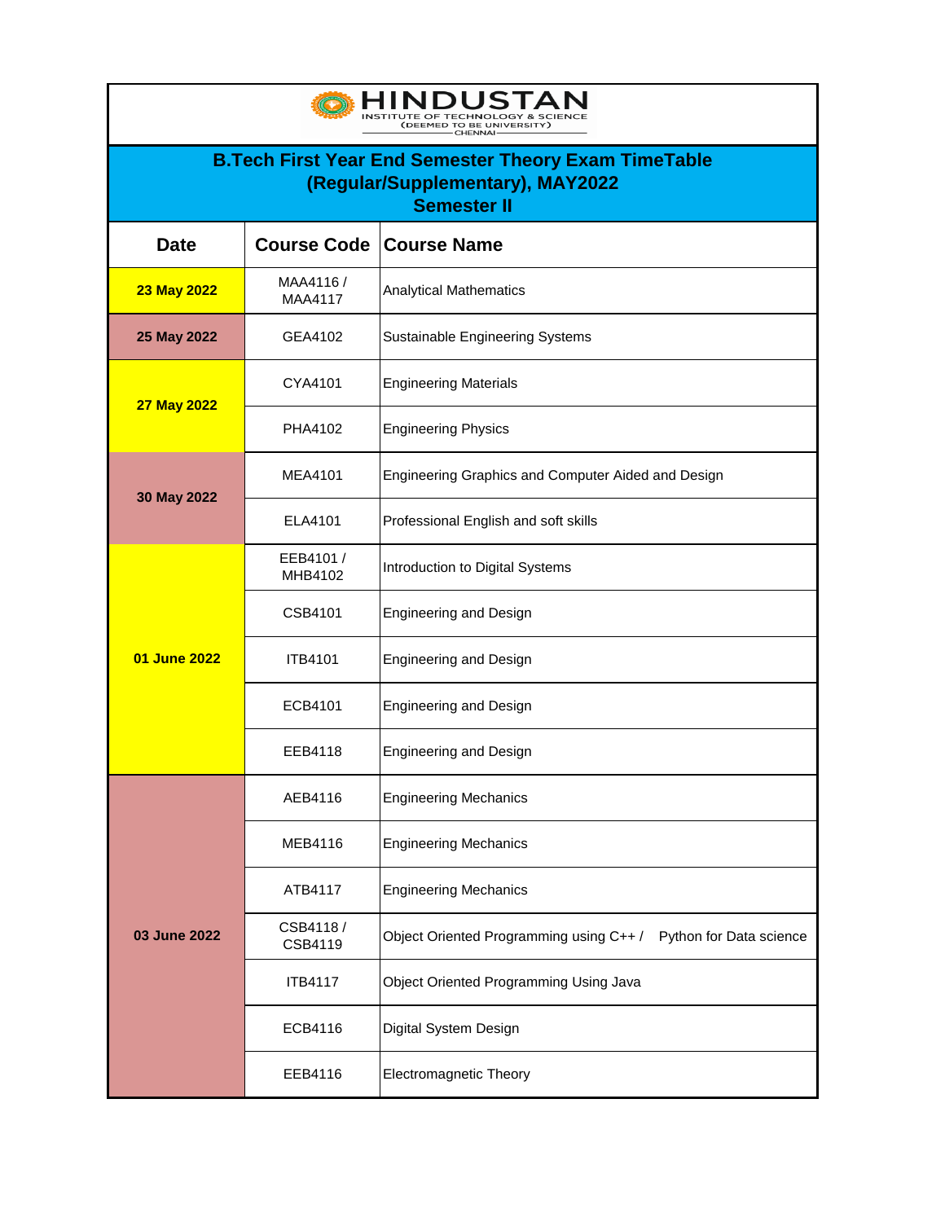**HINDUSTAN**
INSTITUTE OF TECHNOLOGY & SCIENCE
(DEEMED TO BE UNIVERSITY)
CHENNAI

# B.Tech First Year End Semester Theory Exam TimeTable (Regular/Supplementary), MAY2022
## Semester II

| Date | Course Code | Course Name |
|---|---|---|
| 23 May 2022 | MAA4116 / MAA4117 | Analytical Mathematics |
| 25 May 2022 | GEA4102 | Sustainable Engineering Systems |
| 27 May 2022 | CYA4101 | Engineering Materials |
| | PHA4102 | Engineering Physics |
| 30 May 2022 | MEA4101 | Engineering Graphics and Computer Aided and Design |
| | ELA4101 | Professional English and soft skills |
| 01 June 2022 | EEB4101 / MHB4102 | Introduction to Digital Systems |
| | CSB4101 | Engineering and Design |
| | ITB4101 | Engineering and Design |
| | ECB4101 | Engineering and Design |
| | EEB4118 | Engineering and Design |
| 03 June 2022 | AEB4116 | Engineering Mechanics |
| | MEB4116 | Engineering Mechanics |
| | ATB4117 | Engineering Mechanics |
| | CSB4118 / CSB4119 | Object Oriented Programming using C++ / Python for Data science |
| | ITB4117 | Object Oriented Programming Using Java |
| | ECB4116 | Digital System Design |
| | EEB4116 | Electromagnetic Theory |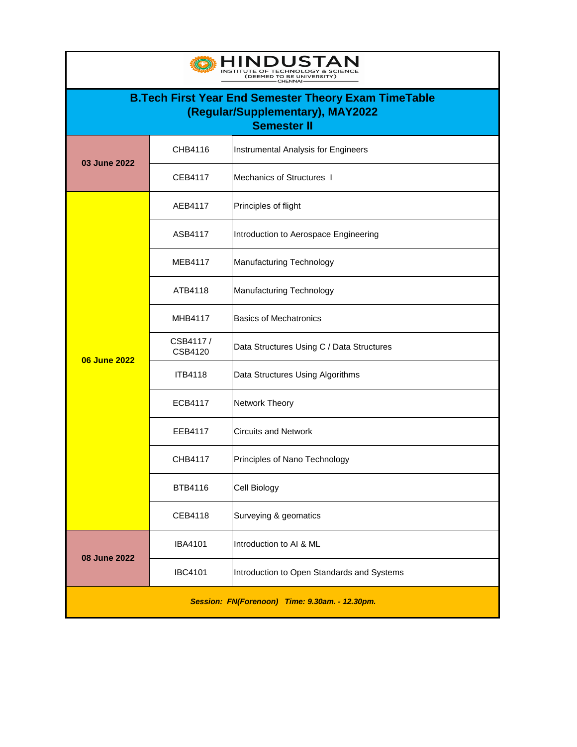**HINDUSTAN**
INSTITUTE OF TECHNOLOGY & SCIENCE
(DEEMED TO BE UNIVERSITY)
CHENNAI

## B.Tech First Year End Semester Theory Exam TimeTable (Regular/Supplementary), MAY2022
## Semester II

| | | |
|---|---|---|
| **03 June 2022** | CHB4116 | Instrumental Analysis for Engineers |
| | CEB4117 | Mechanics of Structures I |
| **06 June 2022** | AEB4117 | Principles of flight |
| | ASB4117 | Introduction to Aerospace Engineering |
| | MEB4117 | Manufacturing Technology |
| | ATB4118 | Manufacturing Technology |
| | MHB4117 | Basics of Mechatronics |
| | CSB4117 / CSB4120 | Data Structures Using C / Data Structures |
| | ITB4118 | Data Structures Using Algorithms |
| | ECB4117 | Network Theory |
| | EEB4117 | Circuits and Network |
| | CHB4117 | Principles of Nano Technology |
| | BTB4116 | Cell Biology |
| | CEB4118 | Surveying & geomatics |
| **08 June 2022** | IBA4101 | Introduction to AI & ML |
| | IBC4101 | Introduction to Open Standards and Systems |

***Session: FN(Forenoon) Time: 9.30am. - 12.30pm.***